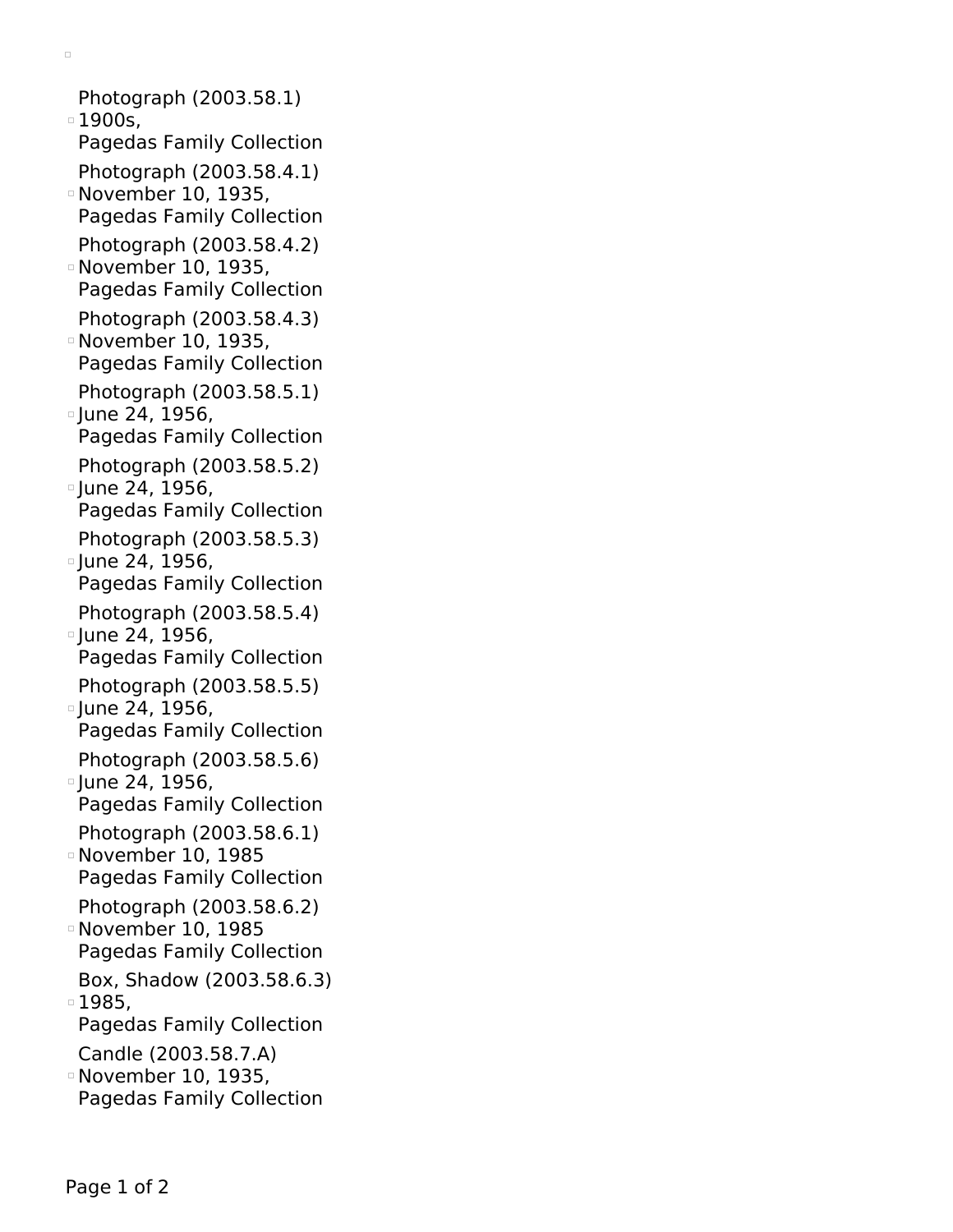- Photograph (2003.58.1)
  1900s,
  Pagedas Family Collection
- Photograph (2003.58.4.1)
  November 10, 1935,
  Pagedas Family Collection
- Photograph (2003.58.4.2)
  November 10, 1935,
  Pagedas Family Collection
- Photograph (2003.58.4.3)
  November 10, 1935,
  Pagedas Family Collection
- Photograph (2003.58.5.1)
  June 24, 1956,
  Pagedas Family Collection
- Photograph (2003.58.5.2)
  June 24, 1956,
  Pagedas Family Collection
- Photograph (2003.58.5.3)
  June 24, 1956,
  Pagedas Family Collection
- Photograph (2003.58.5.4)
  June 24, 1956,
  Pagedas Family Collection
- Photograph (2003.58.5.5)
  June 24, 1956,
  Pagedas Family Collection
- Photograph (2003.58.5.6)
  June 24, 1956,
  Pagedas Family Collection
- Photograph (2003.58.6.1)
  November 10, 1985
  Pagedas Family Collection
- Photograph (2003.58.6.2)
  November 10, 1985
  Pagedas Family Collection
- Box, Shadow (2003.58.6.3)
  1985,
  Pagedas Family Collection
- Candle (2003.58.7.A)
  November 10, 1935,
  Pagedas Family Collection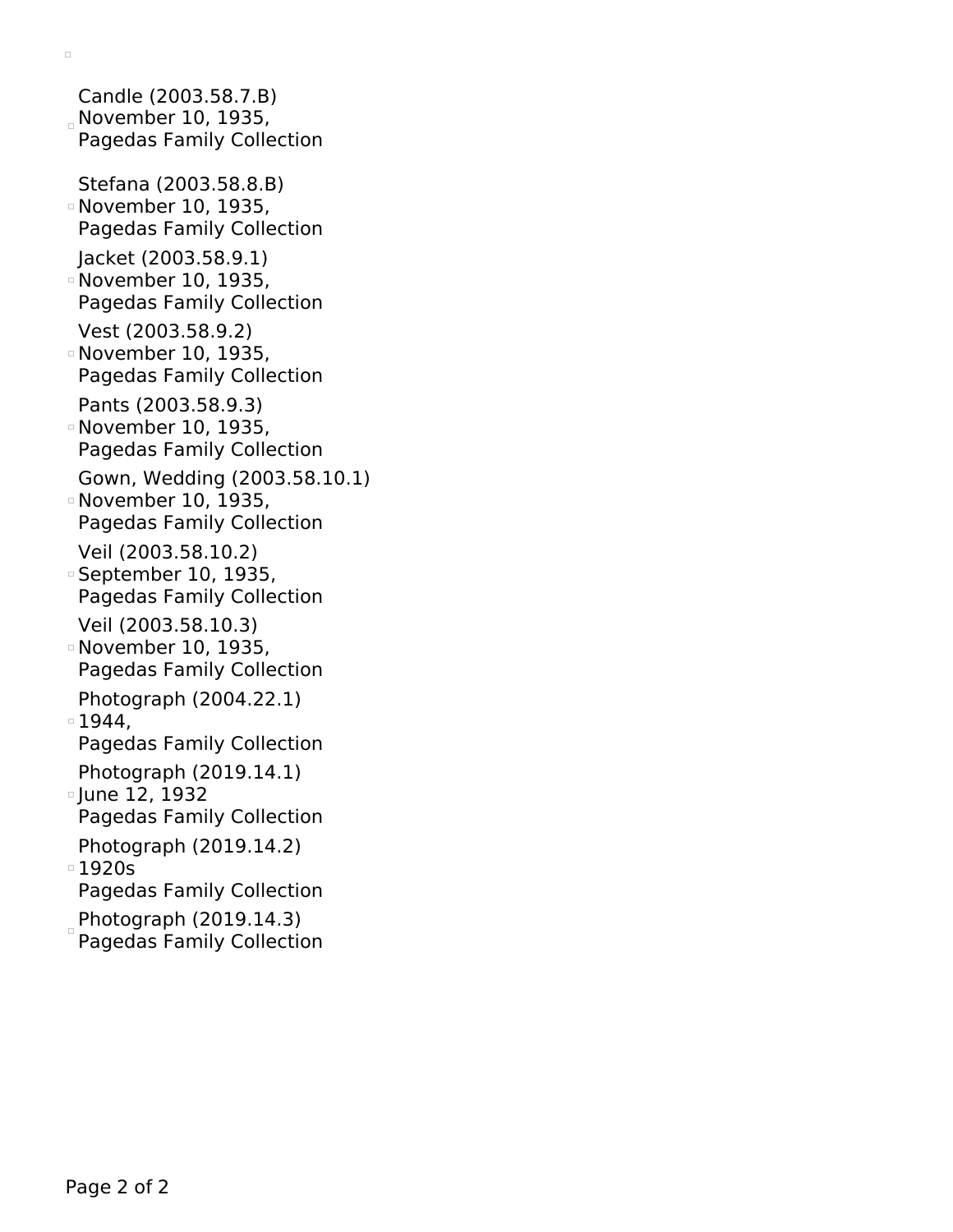- Candle (2003.58.7.B)
  November 10, 1935,
  Pagedas Family Collection
- Stefana (2003.58.8.B)
  November 10, 1935,
  Pagedas Family Collection
- Jacket (2003.58.9.1)
  November 10, 1935,
  Pagedas Family Collection
- Vest (2003.58.9.2)
  November 10, 1935,
  Pagedas Family Collection
- Pants (2003.58.9.3)
  November 10, 1935,
  Pagedas Family Collection
- Gown, Wedding (2003.58.10.1)
  November 10, 1935,
  Pagedas Family Collection
- Veil (2003.58.10.2)
  September 10, 1935,
  Pagedas Family Collection
- Veil (2003.58.10.3)
  November 10, 1935,
  Pagedas Family Collection
- Photograph (2004.22.1)
  1944,
  Pagedas Family Collection
- Photograph (2019.14.1)
  June 12, 1932
  Pagedas Family Collection
- Photograph (2019.14.2)
  1920s
  Pagedas Family Collection
- Photograph (2019.14.3)
  Pagedas Family Collection